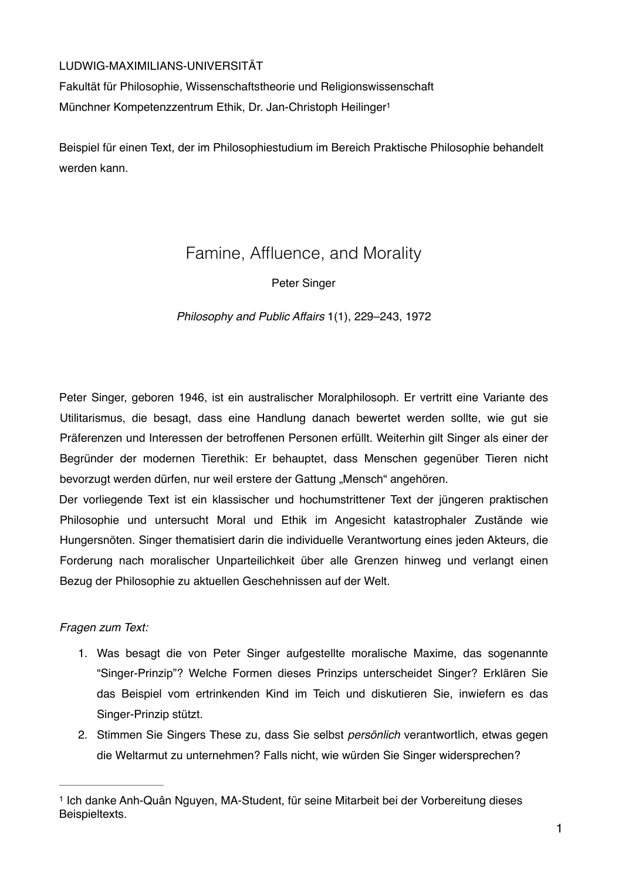LUDWIG-MAXIMILIANS-UNIVERSITÄT

Fakultät für Philosophie, Wissenschaftstheorie und Religionswissenschaft

Münchner Kompetenzzentrum Ethik, Dr. Jan-Christoph Heilinger[1]

Beispiel für einen Text, der im Philosophiestudium im Bereich Praktische Philosophie behandelt werden kann.

# Famine, Affluence, and Morality

Peter Singer

*Philosophy and Public Affairs* 1(1), 229–243, 1972

Peter Singer, geboren 1946, ist ein australischer Moralphilosoph. Er vertritt eine Variante des Utilitarismus, die besagt, dass eine Handlung danach bewertet werden sollte, wie gut sie Präferenzen und Interessen der betroffenen Personen erfüllt. Weiterhin gilt Singer als einer der Begründer der modernen Tierethik: Er behauptet, dass Menschen gegenüber Tieren nicht bevorzugt werden dürfen, nur weil erstere der Gattung „Mensch" angehören.

Der vorliegende Text ist ein klassischer und hochumstrittener Text der jüngeren praktischen Philosophie und untersucht Moral und Ethik im Angesicht katastrophaler Zustände wie Hungersnöten. Singer thematisiert darin die individuelle Verantwortung eines jeden Akteurs, die Forderung nach moralischer Unparteilichkeit über alle Grenzen hinweg und verlangt einen Bezug der Philosophie zu aktuellen Geschehnissen auf der Welt.

*Fragen zum Text:*

1. Was besagt die von Peter Singer aufgestellte moralische Maxime, das sogenannte "Singer-Prinzip"? Welche Formen dieses Prinzips unterscheidet Singer? Erklären Sie das Beispiel vom ertrinkenden Kind im Teich und diskutieren Sie, inwiefern es das Singer-Prinzip stützt.
2. Stimmen Sie Singers These zu, dass Sie selbst *persönlich* verantwortlich, etwas gegen die Weltarmut zu unternehmen? Falls nicht, wie würden Sie Singer widersprechen?

---

[1] Ich danke Anh-Quân Nguyen, MA-Student, für seine Mitarbeit bei der Vorbereitung dieses Beispieltexts.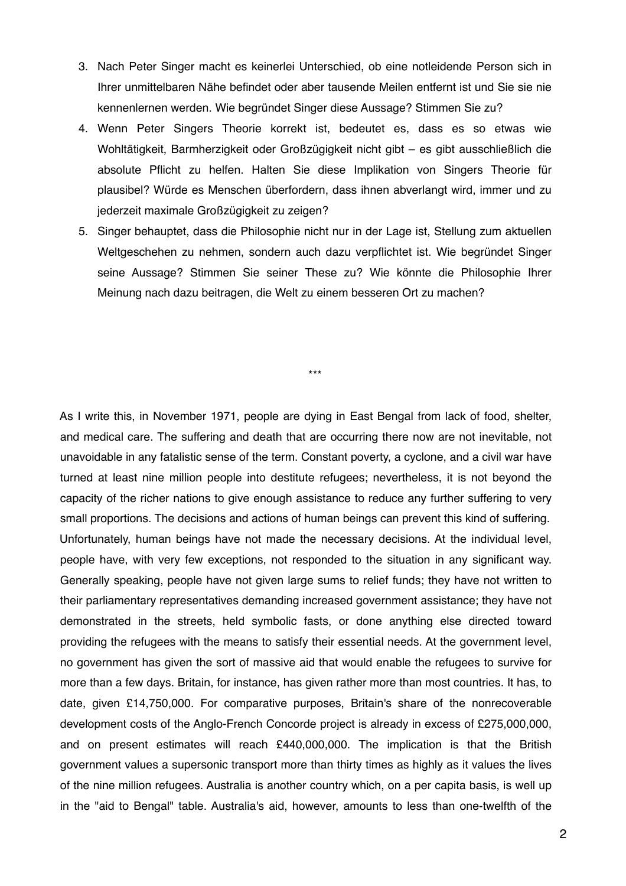3. Nach Peter Singer macht es keinerlei Unterschied, ob eine notleidende Person sich in Ihrer unmittelbaren Nähe befindet oder aber tausende Meilen entfernt ist und Sie sie nie kennenlernen werden. Wie begründet Singer diese Aussage? Stimmen Sie zu?
4. Wenn Peter Singers Theorie korrekt ist, bedeutet es, dass es so etwas wie Wohltätigkeit, Barmherzigkeit oder Großzügigkeit nicht gibt – es gibt ausschließlich die absolute Pflicht zu helfen. Halten Sie diese Implikation von Singers Theorie für plausibel? Würde es Menschen überfordern, dass ihnen abverlangt wird, immer und zu jederzeit maximale Großzügigkeit zu zeigen?
5. Singer behauptet, dass die Philosophie nicht nur in der Lage ist, Stellung zum aktuellen Weltgeschehen zu nehmen, sondern auch dazu verpflichtet ist. Wie begründet Singer seine Aussage? Stimmen Sie seiner These zu? Wie könnte die Philosophie Ihrer Meinung nach dazu beitragen, die Welt zu einem besseren Ort zu machen?

***

As I write this, in November 1971, people are dying in East Bengal from lack of food, shelter, and medical care. The suffering and death that are occurring there now are not inevitable, not unavoidable in any fatalistic sense of the term. Constant poverty, a cyclone, and a civil war have turned at least nine million people into destitute refugees; nevertheless, it is not beyond the capacity of the richer nations to give enough assistance to reduce any further suffering to very small proportions. The decisions and actions of human beings can prevent this kind of suffering. Unfortunately, human beings have not made the necessary decisions. At the individual level, people have, with very few exceptions, not responded to the situation in any significant way. Generally speaking, people have not given large sums to relief funds; they have not written to their parliamentary representatives demanding increased government assistance; they have not demonstrated in the streets, held symbolic fasts, or done anything else directed toward providing the refugees with the means to satisfy their essential needs. At the government level, no government has given the sort of massive aid that would enable the refugees to survive for more than a few days. Britain, for instance, has given rather more than most countries. It has, to date, given £14,750,000. For comparative purposes, Britain's share of the nonrecoverable development costs of the Anglo-French Concorde project is already in excess of £275,000,000, and on present estimates will reach £440,000,000. The implication is that the British government values a supersonic transport more than thirty times as highly as it values the lives of the nine million refugees. Australia is another country which, on a per capita basis, is well up in the "aid to Bengal" table. Australia's aid, however, amounts to less than one-twelfth of the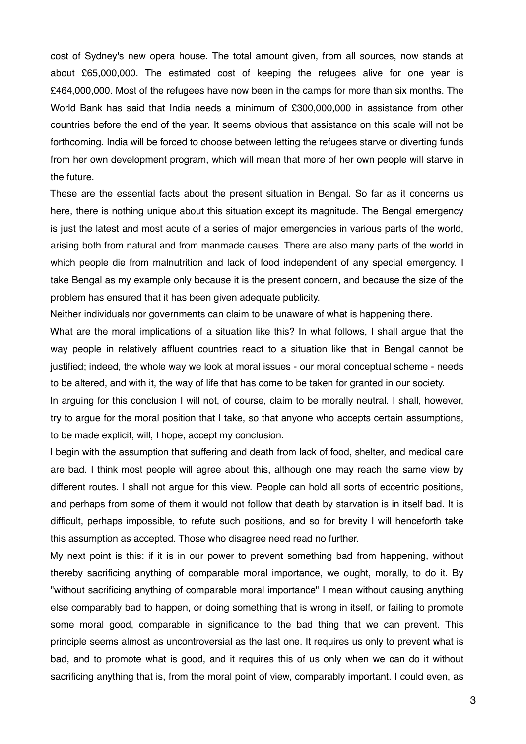cost of Sydney's new opera house. The total amount given, from all sources, now stands at about £65,000,000. The estimated cost of keeping the refugees alive for one year is £464,000,000. Most of the refugees have now been in the camps for more than six months. The World Bank has said that India needs a minimum of £300,000,000 in assistance from other countries before the end of the year. It seems obvious that assistance on this scale will not be forthcoming. India will be forced to choose between letting the refugees starve or diverting funds from her own development program, which will mean that more of her own people will starve in the future.

These are the essential facts about the present situation in Bengal. So far as it concerns us here, there is nothing unique about this situation except its magnitude. The Bengal emergency is just the latest and most acute of a series of major emergencies in various parts of the world, arising both from natural and from manmade causes. There are also many parts of the world in which people die from malnutrition and lack of food independent of any special emergency. I take Bengal as my example only because it is the present concern, and because the size of the problem has ensured that it has been given adequate publicity.

Neither individuals nor governments can claim to be unaware of what is happening there.

What are the moral implications of a situation like this? In what follows, I shall argue that the way people in relatively affluent countries react to a situation like that in Bengal cannot be justified; indeed, the whole way we look at moral issues - our moral conceptual scheme - needs to be altered, and with it, the way of life that has come to be taken for granted in our society.

In arguing for this conclusion I will not, of course, claim to be morally neutral. I shall, however, try to argue for the moral position that I take, so that anyone who accepts certain assumptions, to be made explicit, will, I hope, accept my conclusion.

I begin with the assumption that suffering and death from lack of food, shelter, and medical care are bad. I think most people will agree about this, although one may reach the same view by different routes. I shall not argue for this view. People can hold all sorts of eccentric positions, and perhaps from some of them it would not follow that death by starvation is in itself bad. It is difficult, perhaps impossible, to refute such positions, and so for brevity I will henceforth take this assumption as accepted. Those who disagree need read no further.

My next point is this: if it is in our power to prevent something bad from happening, without thereby sacrificing anything of comparable moral importance, we ought, morally, to do it. By "without sacrificing anything of comparable moral importance" I mean without causing anything else comparably bad to happen, or doing something that is wrong in itself, or failing to promote some moral good, comparable in significance to the bad thing that we can prevent. This principle seems almost as uncontroversial as the last one. It requires us only to prevent what is bad, and to promote what is good, and it requires this of us only when we can do it without sacrificing anything that is, from the moral point of view, comparably important. I could even, as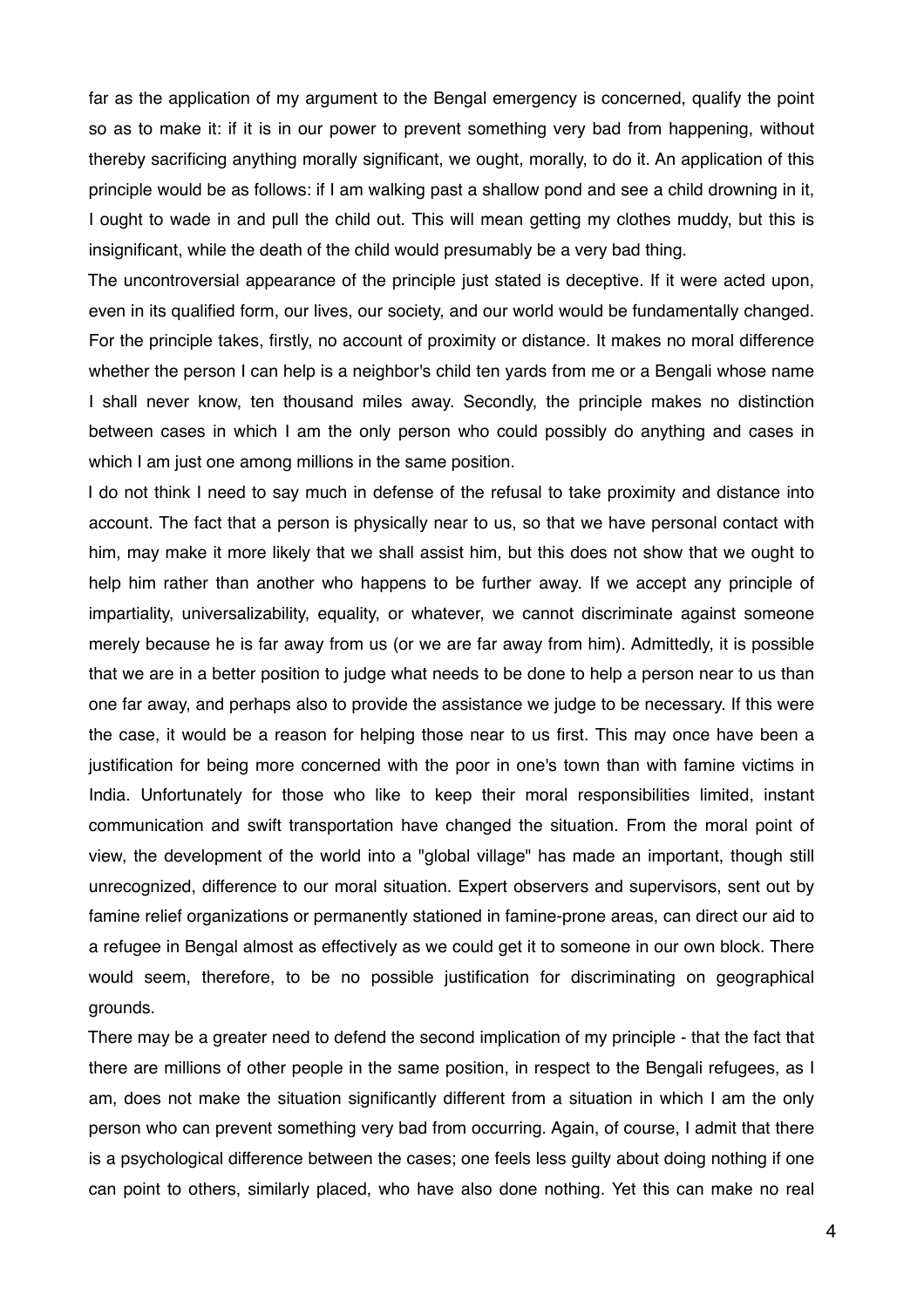far as the application of my argument to the Bengal emergency is concerned, qualify the point so as to make it: if it is in our power to prevent something very bad from happening, without thereby sacrificing anything morally significant, we ought, morally, to do it. An application of this principle would be as follows: if I am walking past a shallow pond and see a child drowning in it, I ought to wade in and pull the child out. This will mean getting my clothes muddy, but this is insignificant, while the death of the child would presumably be a very bad thing.

The uncontroversial appearance of the principle just stated is deceptive. If it were acted upon, even in its qualified form, our lives, our society, and our world would be fundamentally changed. For the principle takes, firstly, no account of proximity or distance. It makes no moral difference whether the person I can help is a neighbor's child ten yards from me or a Bengali whose name I shall never know, ten thousand miles away. Secondly, the principle makes no distinction between cases in which I am the only person who could possibly do anything and cases in which I am just one among millions in the same position.

I do not think I need to say much in defense of the refusal to take proximity and distance into account. The fact that a person is physically near to us, so that we have personal contact with him, may make it more likely that we shall assist him, but this does not show that we ought to help him rather than another who happens to be further away. If we accept any principle of impartiality, universalizability, equality, or whatever, we cannot discriminate against someone merely because he is far away from us (or we are far away from him). Admittedly, it is possible that we are in a better position to judge what needs to be done to help a person near to us than one far away, and perhaps also to provide the assistance we judge to be necessary. If this were the case, it would be a reason for helping those near to us first. This may once have been a justification for being more concerned with the poor in one's town than with famine victims in India. Unfortunately for those who like to keep their moral responsibilities limited, instant communication and swift transportation have changed the situation. From the moral point of view, the development of the world into a "global village" has made an important, though still unrecognized, difference to our moral situation. Expert observers and supervisors, sent out by famine relief organizations or permanently stationed in famine-prone areas, can direct our aid to a refugee in Bengal almost as effectively as we could get it to someone in our own block. There would seem, therefore, to be no possible justification for discriminating on geographical grounds.

There may be a greater need to defend the second implication of my principle - that the fact that there are millions of other people in the same position, in respect to the Bengali refugees, as I am, does not make the situation significantly different from a situation in which I am the only person who can prevent something very bad from occurring. Again, of course, I admit that there is a psychological difference between the cases; one feels less guilty about doing nothing if one can point to others, similarly placed, who have also done nothing. Yet this can make no real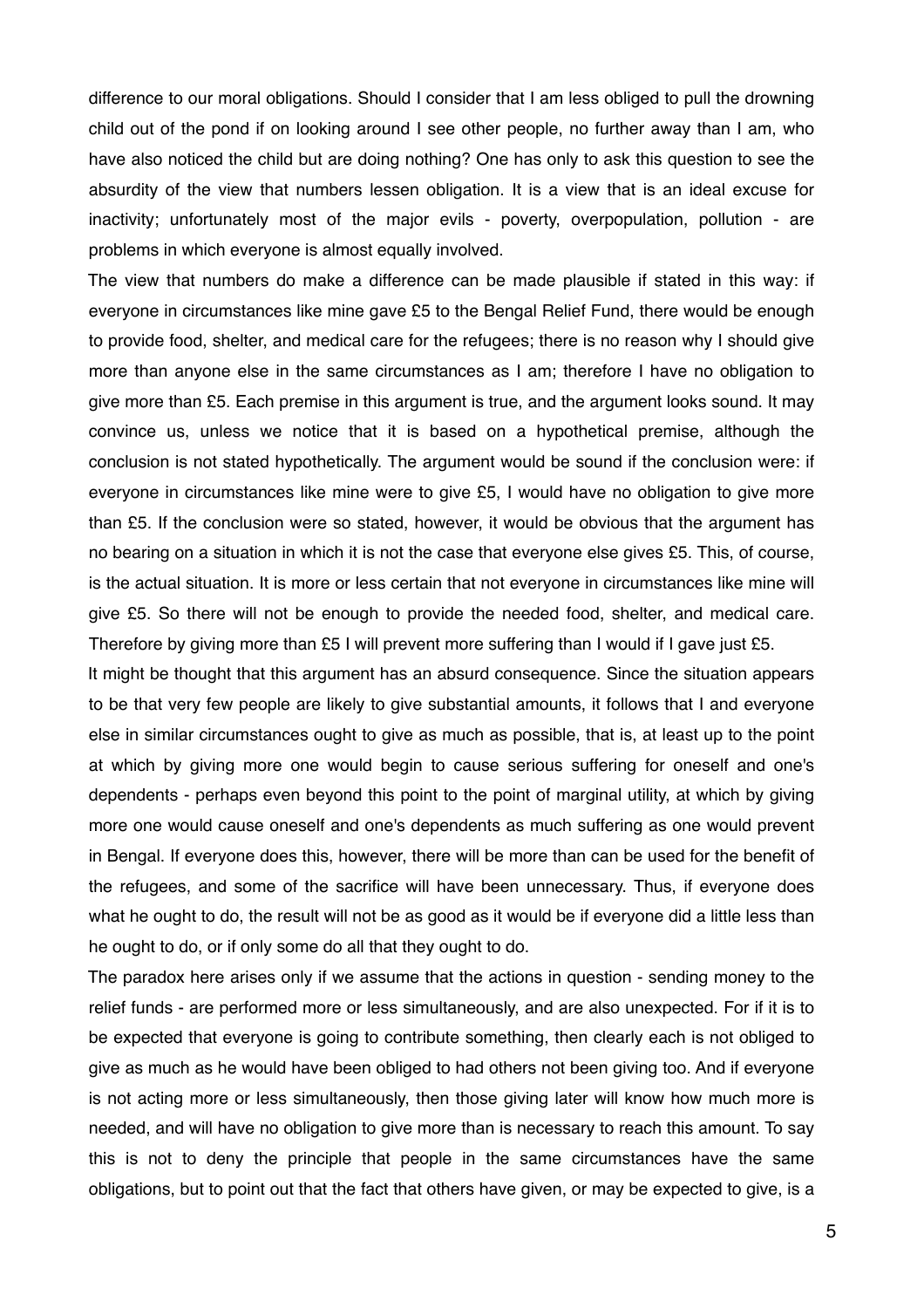difference to our moral obligations. Should I consider that I am less obliged to pull the drowning child out of the pond if on looking around I see other people, no further away than I am, who have also noticed the child but are doing nothing? One has only to ask this question to see the absurdity of the view that numbers lessen obligation. It is a view that is an ideal excuse for inactivity; unfortunately most of the major evils - poverty, overpopulation, pollution - are problems in which everyone is almost equally involved.

The view that numbers do make a difference can be made plausible if stated in this way: if everyone in circumstances like mine gave £5 to the Bengal Relief Fund, there would be enough to provide food, shelter, and medical care for the refugees; there is no reason why I should give more than anyone else in the same circumstances as I am; therefore I have no obligation to give more than £5. Each premise in this argument is true, and the argument looks sound. It may convince us, unless we notice that it is based on a hypothetical premise, although the conclusion is not stated hypothetically. The argument would be sound if the conclusion were: if everyone in circumstances like mine were to give £5, I would have no obligation to give more than £5. If the conclusion were so stated, however, it would be obvious that the argument has no bearing on a situation in which it is not the case that everyone else gives £5. This, of course, is the actual situation. It is more or less certain that not everyone in circumstances like mine will give £5. So there will not be enough to provide the needed food, shelter, and medical care. Therefore by giving more than £5 I will prevent more suffering than I would if I gave just £5.

It might be thought that this argument has an absurd consequence. Since the situation appears to be that very few people are likely to give substantial amounts, it follows that I and everyone else in similar circumstances ought to give as much as possible, that is, at least up to the point at which by giving more one would begin to cause serious suffering for oneself and one's dependents - perhaps even beyond this point to the point of marginal utility, at which by giving more one would cause oneself and one's dependents as much suffering as one would prevent in Bengal. If everyone does this, however, there will be more than can be used for the benefit of the refugees, and some of the sacrifice will have been unnecessary. Thus, if everyone does what he ought to do, the result will not be as good as it would be if everyone did a little less than he ought to do, or if only some do all that they ought to do.

The paradox here arises only if we assume that the actions in question - sending money to the relief funds - are performed more or less simultaneously, and are also unexpected. For if it is to be expected that everyone is going to contribute something, then clearly each is not obliged to give as much as he would have been obliged to had others not been giving too. And if everyone is not acting more or less simultaneously, then those giving later will know how much more is needed, and will have no obligation to give more than is necessary to reach this amount. To say this is not to deny the principle that people in the same circumstances have the same obligations, but to point out that the fact that others have given, or may be expected to give, is a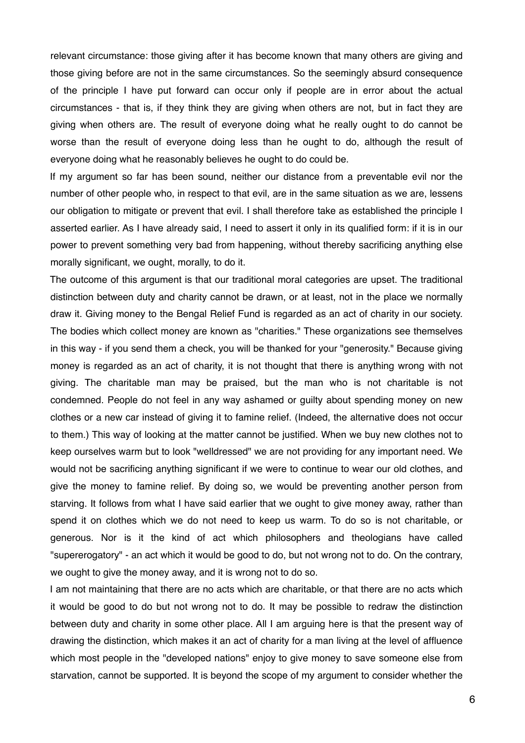relevant circumstance: those giving after it has become known that many others are giving and those giving before are not in the same circumstances. So the seemingly absurd consequence of the principle I have put forward can occur only if people are in error about the actual circumstances - that is, if they think they are giving when others are not, but in fact they are giving when others are. The result of everyone doing what he really ought to do cannot be worse than the result of everyone doing less than he ought to do, although the result of everyone doing what he reasonably believes he ought to do could be.

If my argument so far has been sound, neither our distance from a preventable evil nor the number of other people who, in respect to that evil, are in the same situation as we are, lessens our obligation to mitigate or prevent that evil. I shall therefore take as established the principle I asserted earlier. As I have already said, I need to assert it only in its qualified form: if it is in our power to prevent something very bad from happening, without thereby sacrificing anything else morally significant, we ought, morally, to do it.

The outcome of this argument is that our traditional moral categories are upset. The traditional distinction between duty and charity cannot be drawn, or at least, not in the place we normally draw it. Giving money to the Bengal Relief Fund is regarded as an act of charity in our society. The bodies which collect money are known as "charities." These organizations see themselves in this way - if you send them a check, you will be thanked for your "generosity." Because giving money is regarded as an act of charity, it is not thought that there is anything wrong with not giving. The charitable man may be praised, but the man who is not charitable is not condemned. People do not feel in any way ashamed or guilty about spending money on new clothes or a new car instead of giving it to famine relief. (Indeed, the alternative does not occur to them.) This way of looking at the matter cannot be justified. When we buy new clothes not to keep ourselves warm but to look "welldressed" we are not providing for any important need. We would not be sacrificing anything significant if we were to continue to wear our old clothes, and give the money to famine relief. By doing so, we would be preventing another person from starving. It follows from what I have said earlier that we ought to give money away, rather than spend it on clothes which we do not need to keep us warm. To do so is not charitable, or generous. Nor is it the kind of act which philosophers and theologians have called "supererogatory" - an act which it would be good to do, but not wrong not to do. On the contrary, we ought to give the money away, and it is wrong not to do so.

I am not maintaining that there are no acts which are charitable, or that there are no acts which it would be good to do but not wrong not to do. It may be possible to redraw the distinction between duty and charity in some other place. All I am arguing here is that the present way of drawing the distinction, which makes it an act of charity for a man living at the level of affluence which most people in the "developed nations" enjoy to give money to save someone else from starvation, cannot be supported. It is beyond the scope of my argument to consider whether the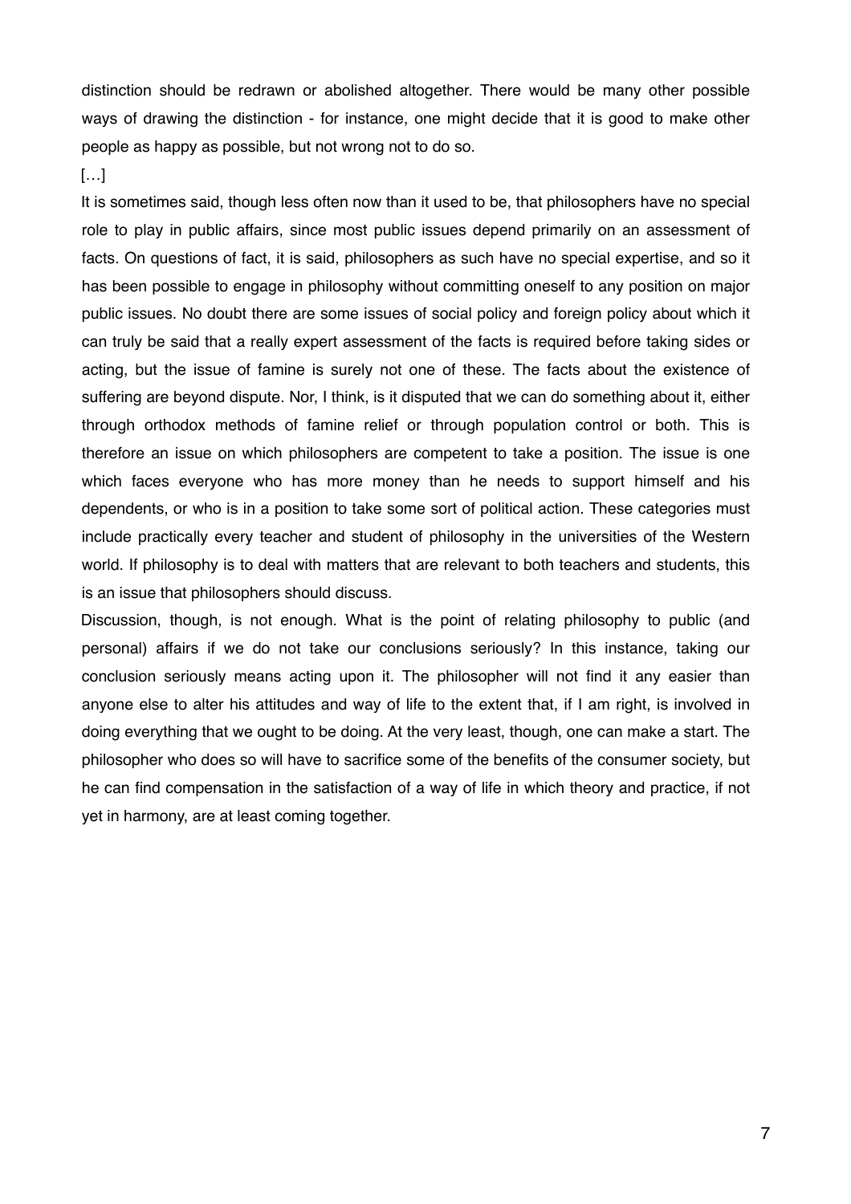distinction should be redrawn or abolished altogether. There would be many other possible ways of drawing the distinction - for instance, one might decide that it is good to make other people as happy as possible, but not wrong not to do so.

[…]

It is sometimes said, though less often now than it used to be, that philosophers have no special role to play in public affairs, since most public issues depend primarily on an assessment of facts. On questions of fact, it is said, philosophers as such have no special expertise, and so it has been possible to engage in philosophy without committing oneself to any position on major public issues. No doubt there are some issues of social policy and foreign policy about which it can truly be said that a really expert assessment of the facts is required before taking sides or acting, but the issue of famine is surely not one of these. The facts about the existence of suffering are beyond dispute. Nor, I think, is it disputed that we can do something about it, either through orthodox methods of famine relief or through population control or both. This is therefore an issue on which philosophers are competent to take a position. The issue is one which faces everyone who has more money than he needs to support himself and his dependents, or who is in a position to take some sort of political action. These categories must include practically every teacher and student of philosophy in the universities of the Western world. If philosophy is to deal with matters that are relevant to both teachers and students, this is an issue that philosophers should discuss.

Discussion, though, is not enough. What is the point of relating philosophy to public (and personal) affairs if we do not take our conclusions seriously? In this instance, taking our conclusion seriously means acting upon it. The philosopher will not find it any easier than anyone else to alter his attitudes and way of life to the extent that, if I am right, is involved in doing everything that we ought to be doing. At the very least, though, one can make a start. The philosopher who does so will have to sacrifice some of the benefits of the consumer society, but he can find compensation in the satisfaction of a way of life in which theory and practice, if not yet in harmony, are at least coming together.